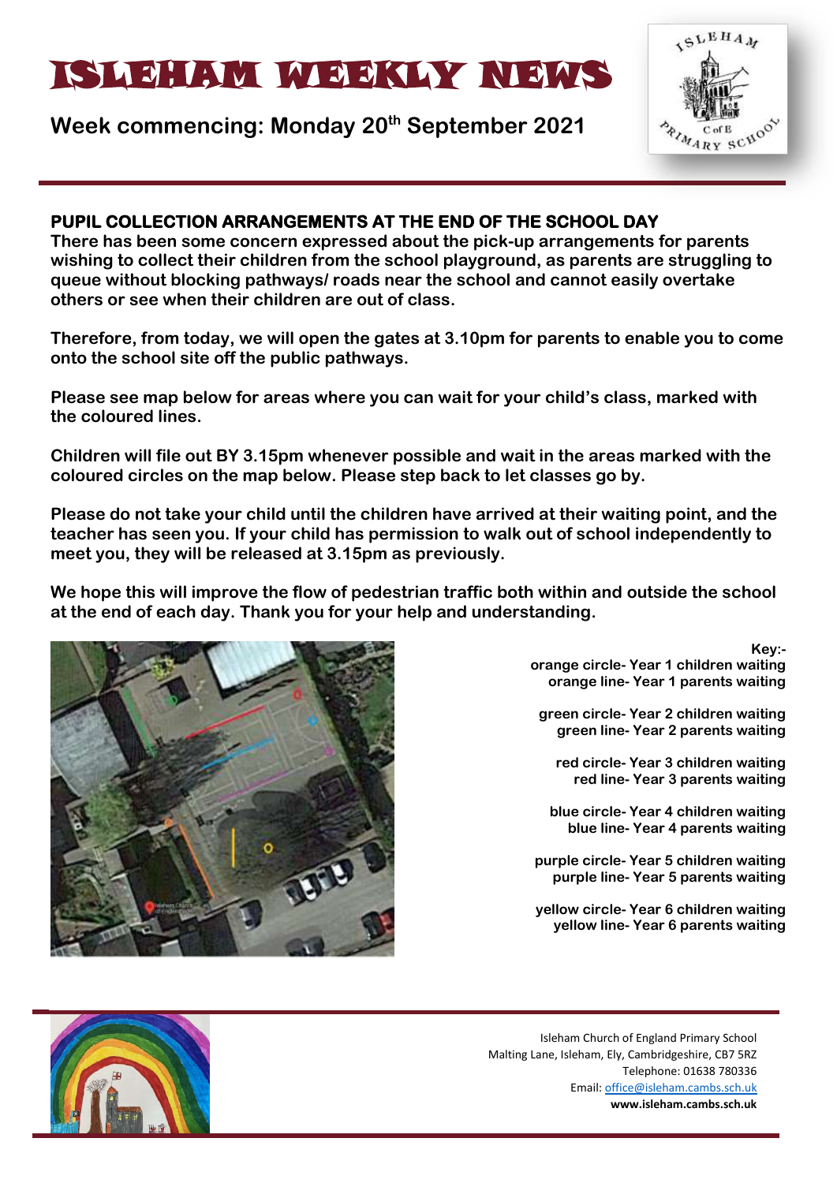# ISLEHAM WEEKLY NEWS

**Week commencing: Monday 20th September 2021**

## PUPIL COLLECTION ARRANGEMENTS AT THE END OF THE SCHOOL DAY

**There has been some concern expressed about the pick-up arrangements for parents wishing to collect their children from the school playground, as parents are struggling to queue without blocking pathways/ roads near the school and cannot easily overtake others or see when their children are out of class.**

**Therefore, from today, we will open the gates at 3.10pm for parents to enable you to come onto the school site off the public pathways.**

**Please see map below for areas where you can wait for your child's class, marked with the coloured lines.**

**Children will file out BY 3.15pm whenever possible and wait in the areas marked with the coloured circles on the map below. Please step back to let classes go by.**

**Please do not take your child until the children have arrived at their waiting point, and the teacher has seen you. If your child has permission to walk out of school independently to meet you, they will be released at 3.15pm as previously.**

**We hope this will improve the flow of pedestrian traffic both within and outside the school at the end of each day. Thank you for your help and understanding.**

**Key:-**

orange circle- Year 1 children waiting
orange line- Year 1 parents waiting

green circle- Year 2 children waiting
green line- Year 2 parents waiting

red circle- Year 3 children waiting
red line- Year 3 parents waiting

blue circle- Year 4 children waiting
blue line- Year 4 parents waiting

purple circle- Year 5 children waiting
purple line- Year 5 parents waiting

yellow circle- Year 6 children waiting
yellow line- Year 6 parents waiting

Isleham Church of England Primary School
Malting Lane, Isleham, Ely, Cambridgeshire, CB7 5RZ
Telephone: 01638 780336
Email: office@isleham.cambs.sch.uk
**www.isleham.cambs.sch.uk**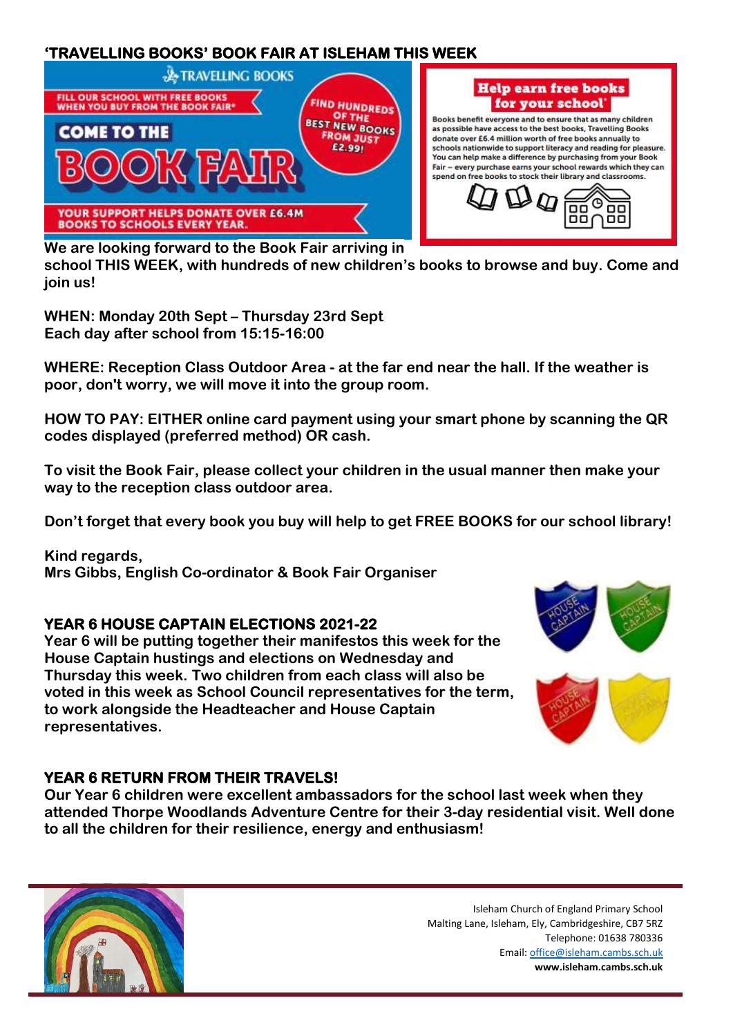## 'TRAVELLING BOOKS' BOOK FAIR AT ISLEHAM THIS WEEK

TRAVELLING BOOKS

FILL OUR SCHOOL WITH FREE BOOKS WHEN YOU BUY FROM THE BOOK FAIR*

COME TO THE BOOK FAIR

FIND HUNDREDS OF THE BEST NEW BOOKS FROM JUST £2.99!

YOUR SUPPORT HELPS DONATE OVER £6.4M BOOKS TO SCHOOLS EVERY YEAR.

**Help earn free books for your school***

Books benefit everyone and to ensure that as many children as possible have access to the best books, Travelling Books donate over £6.4 million worth of free books annually to schools nationwide to support literacy and reading for pleasure. You can help make a difference by purchasing from your Book Fair – every purchase earns your school rewards which they can spend on free books to stock their library and classrooms.

**We are looking forward to the Book Fair arriving in school THIS WEEK, with hundreds of new children's books to browse and buy. Come and join us!**

**WHEN: Monday 20th Sept – Thursday 23rd Sept**
**Each day after school from 15:15-16:00**

**WHERE: Reception Class Outdoor Area - at the far end near the hall. If the weather is poor, don't worry, we will move it into the group room.**

**HOW TO PAY: EITHER online card payment using your smart phone by scanning the QR codes displayed (preferred method) OR cash.**

**To visit the Book Fair, please collect your children in the usual manner then make your way to the reception class outdoor area.**

**Don't forget that every book you buy will help to get FREE BOOKS for our school library!**

**Kind regards,**
**Mrs Gibbs, English Co-ordinator & Book Fair Organiser**

## YEAR 6 HOUSE CAPTAIN ELECTIONS 2021-22

**Year 6 will be putting together their manifestos this week for the House Captain hustings and elections on Wednesday and Thursday this week. Two children from each class will also be voted in this week as School Council representatives for the term, to work alongside the Headteacher and House Captain representatives.**

## YEAR 6 RETURN FROM THEIR TRAVELS!

**Our Year 6 children were excellent ambassadors for the school last week when they attended Thorpe Woodlands Adventure Centre for their 3-day residential visit. Well done to all the children for their resilience, energy and enthusiasm!**

Isleham Church of England Primary School
Malting Lane, Isleham, Ely, Cambridgeshire, CB7 5RZ
Telephone: 01638 780336
Email: office@isleham.cambs.sch.uk
**www.isleham.cambs.sch.uk**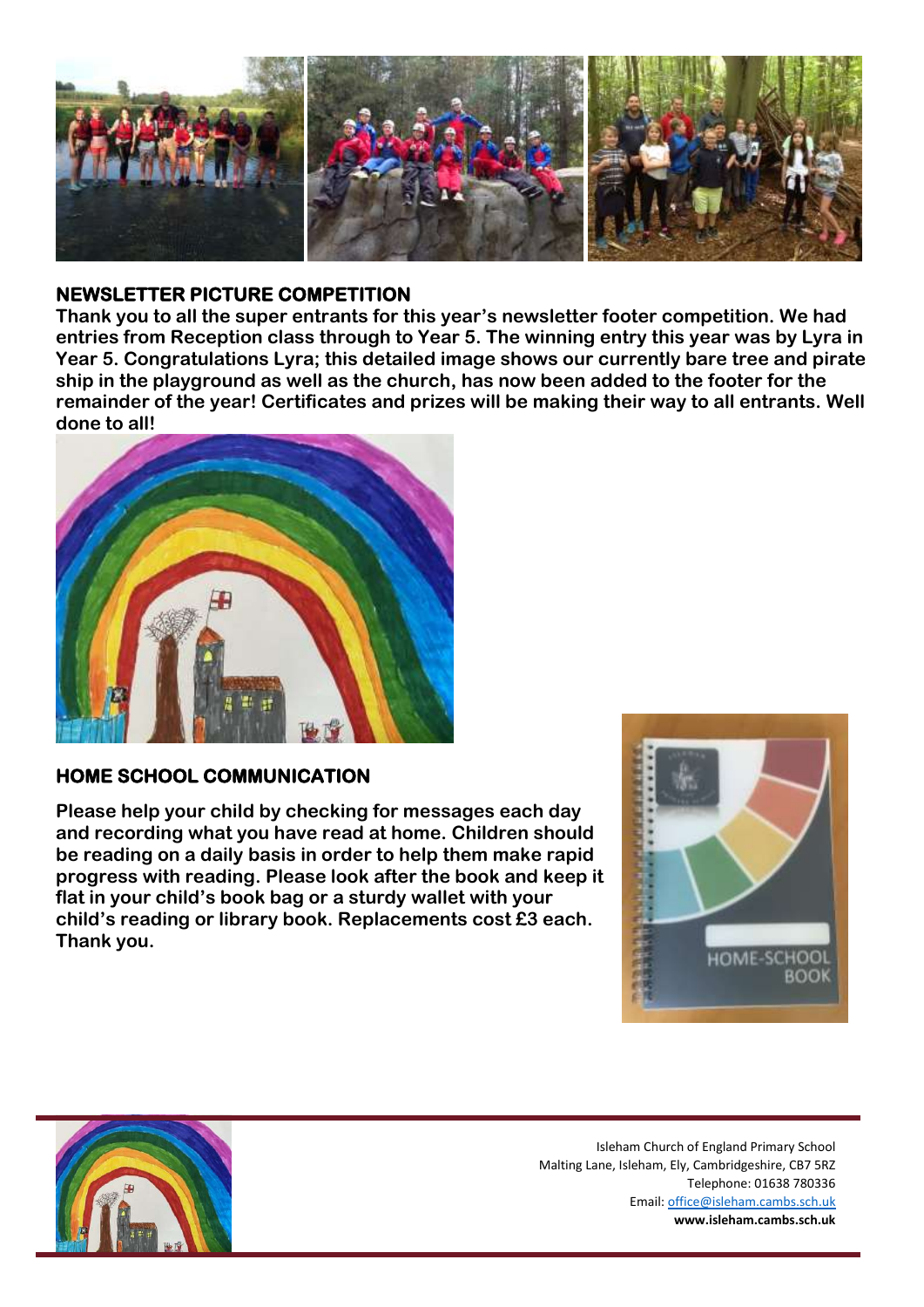## NEWSLETTER PICTURE COMPETITION

**Thank you to all the super entrants for this year's newsletter footer competition. We had entries from Reception class through to Year 5. The winning entry this year was by Lyra in Year 5. Congratulations Lyra; this detailed image shows our currently bare tree and pirate ship in the playground as well as the church, has now been added to the footer for the remainder of the year! Certificates and prizes will be making their way to all entrants. Well done to all!**

## HOME SCHOOL COMMUNICATION

**Please help your child by checking for messages each day and recording what you have read at home. Children should be reading on a daily basis in order to help them make rapid progress with reading. Please look after the book and keep it flat in your child's book bag or a sturdy wallet with your child's reading or library book. Replacements cost £3 each. Thank you.**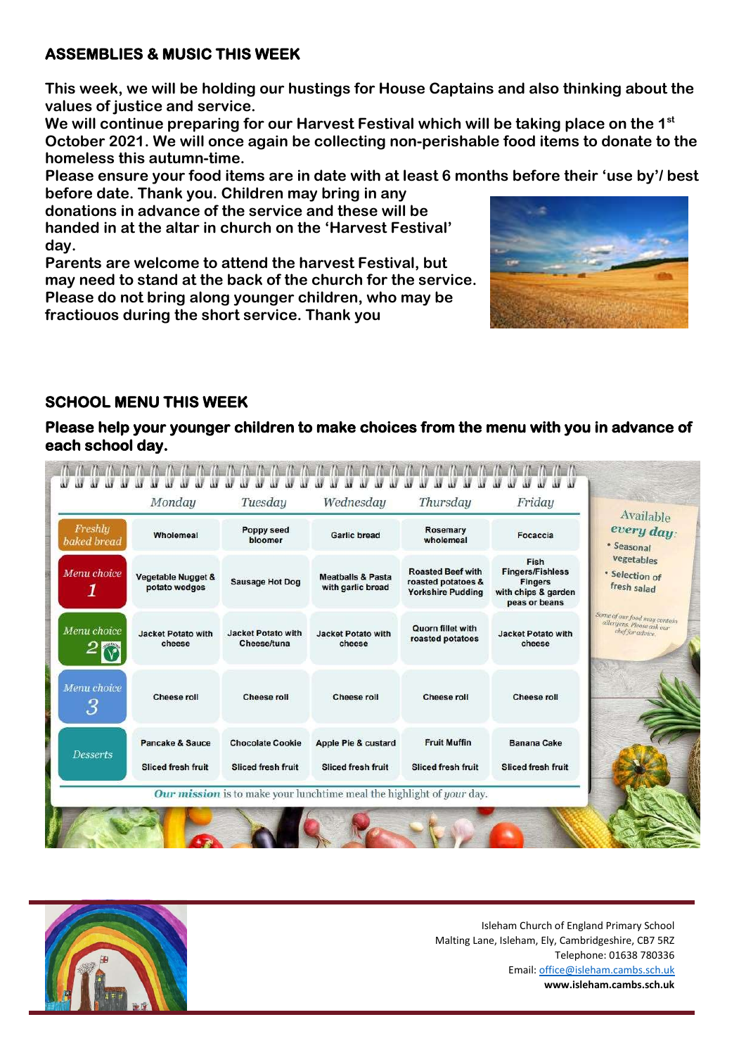## ASSEMBLIES & MUSIC THIS WEEK

**This week, we will be holding our hustings for House Captains and also thinking about the values of justice and service.**

**We will continue preparing for our Harvest Festival which will be taking place on the 1st October 2021. We will once again be collecting non-perishable food items to donate to the homeless this autumn-time.**

**Please ensure your food items are in date with at least 6 months before their 'use by'/ best before date. Thank you. Children may bring in any donations in advance of the service and these will be handed in at the altar in church on the 'Harvest Festival' day.**

**Parents are welcome to attend the harvest Festival, but may need to stand at the back of the church for the service. Please do not bring along younger children, who may be fractiouos during the short service. Thank you**

## SCHOOL MENU THIS WEEK

**Please help your younger children to make choices from the menu with you in advance of each school day.**

| | Monday | Tuesday | Wednesday | Thursday | Friday |
|---|---|---|---|---|---|
| Freshly baked bread | Wholemeal | Poppy seed bloomer | Garlic bread | Rosemary wholemeal | Focaccia |
| Menu choice 1 | Vegetable Nugget & potato wedges | Sausage Hot Dog | Meatballs & Pasta with garlic bread | Roasted Beef with roasted potatoes & Yorkshire Pudding | Fish Fingers/Fishless Fingers with chips & garden peas or beans |
| Menu choice 2 | Jacket Potato with cheese | Jacket Potato with Cheese/tuna | Jacket Potato with cheese | Quorn fillet with roasted potatoes | Jacket Potato with cheese |
| Menu choice 3 | Cheese roll | Cheese roll | Cheese roll | Cheese roll | Cheese roll |
| Desserts | Pancake & Sauce<br>Sliced fresh fruit | Chocolate Cookie<br>Sliced fresh fruit | Apple Pie & custard<br>Sliced fresh fruit | Fruit Muffin<br>Sliced fresh fruit | Banana Cake<br>Sliced fresh fruit |

Available *every day*:
- Seasonal vegetables
- Selection of fresh salad

*Some of our food may contain allergens. Please ask our chef for advice.*

***Our mission*** is to make your lunchtime meal the highlight of *your* day.

Isleham Church of England Primary School
Malting Lane, Isleham, Ely, Cambridgeshire, CB7 5RZ
Telephone: 01638 780336
Email: office@isleham.cambs.sch.uk
**www.isleham.cambs.sch.uk**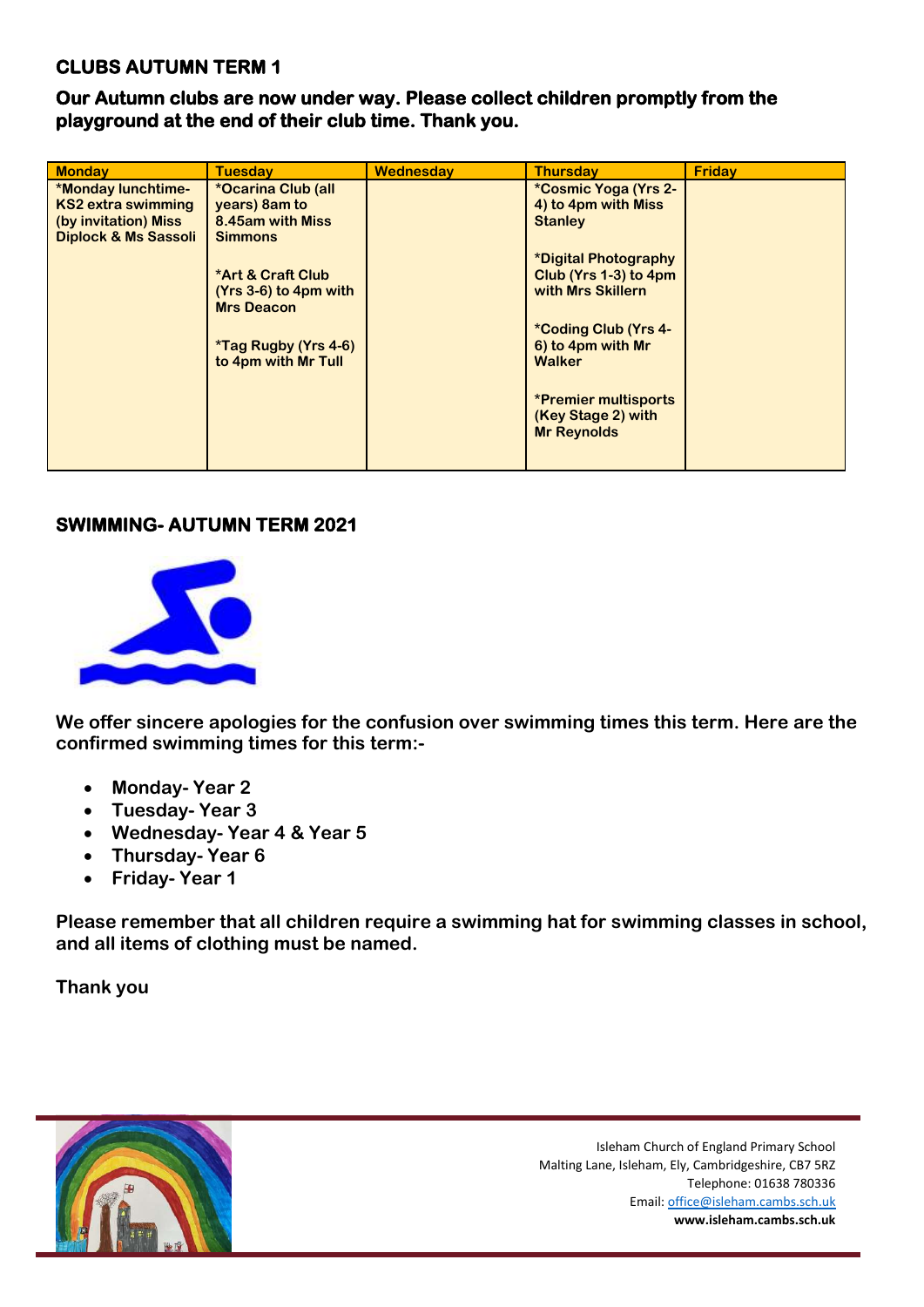## CLUBS AUTUMN TERM 1

**Our Autumn clubs are now under way. Please collect children promptly from the playground at the end of their club time. Thank you.**

| Monday | Tuesday | Wednesday | Thursday | Friday |
|---|---|---|---|---|
| *Monday lunchtime- KS2 extra swimming (by invitation) Miss Diplock & Ms Sassoli | *Ocarina Club (all years) 8am to 8.45am with Miss Simmons<br><br>*Art & Craft Club (Yrs 3-6) to 4pm with Mrs Deacon<br><br>*Tag Rugby (Yrs 4-6) to 4pm with Mr Tull | | *Cosmic Yoga (Yrs 2-4) to 4pm with Miss Stanley<br><br>*Digital Photography Club (Yrs 1-3) to 4pm with Mrs Skillern<br><br>*Coding Club (Yrs 4-6) to 4pm with Mr Walker<br><br>*Premier multisports (Key Stage 2) with Mr Reynolds | |

## SWIMMING- AUTUMN TERM 2021

**We offer sincere apologies for the confusion over swimming times this term. Here are the confirmed swimming times for this term:-**

- **Monday- Year 2**
- **Tuesday- Year 3**
- **Wednesday- Year 4 & Year 5**
- **Thursday- Year 6**
- **Friday- Year 1**

**Please remember that all children require a swimming hat for swimming classes in school, and all items of clothing must be named.**

**Thank you**

Isleham Church of England Primary School
Malting Lane, Isleham, Ely, Cambridgeshire, CB7 5RZ
Telephone: 01638 780336
Email: office@isleham.cambs.sch.uk
**www.isleham.cambs.sch.uk**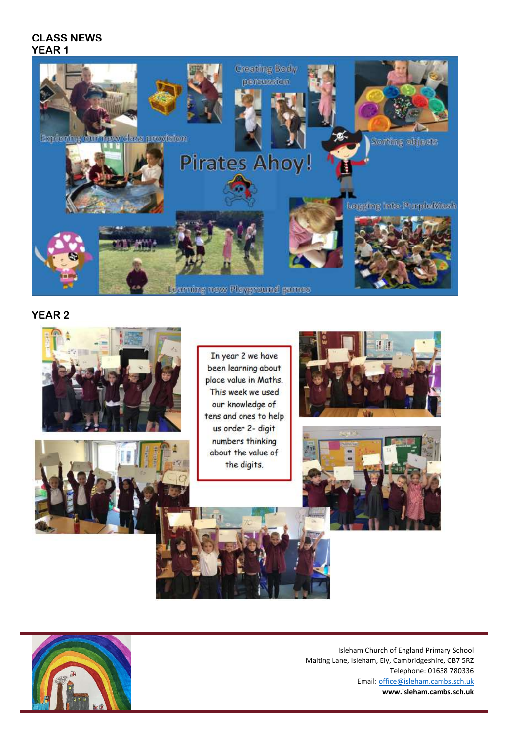## CLASS NEWS

## YEAR 1

Exploring our new class provision

Creating Body percussion

Sorting objects

Pirates Ahoy!

Logging into PurpleMash

Learning new Playground games

## YEAR 2

In year 2 we have been learning about place value in Maths. This week we used our knowledge of tens and ones to help us order 2- digit numbers thinking about the value of the digits.

Isleham Church of England Primary School
Malting Lane, Isleham, Ely, Cambridgeshire, CB7 5RZ
Telephone: 01638 780336
Email: office@isleham.cambs.sch.uk
**www.isleham.cambs.sch.uk**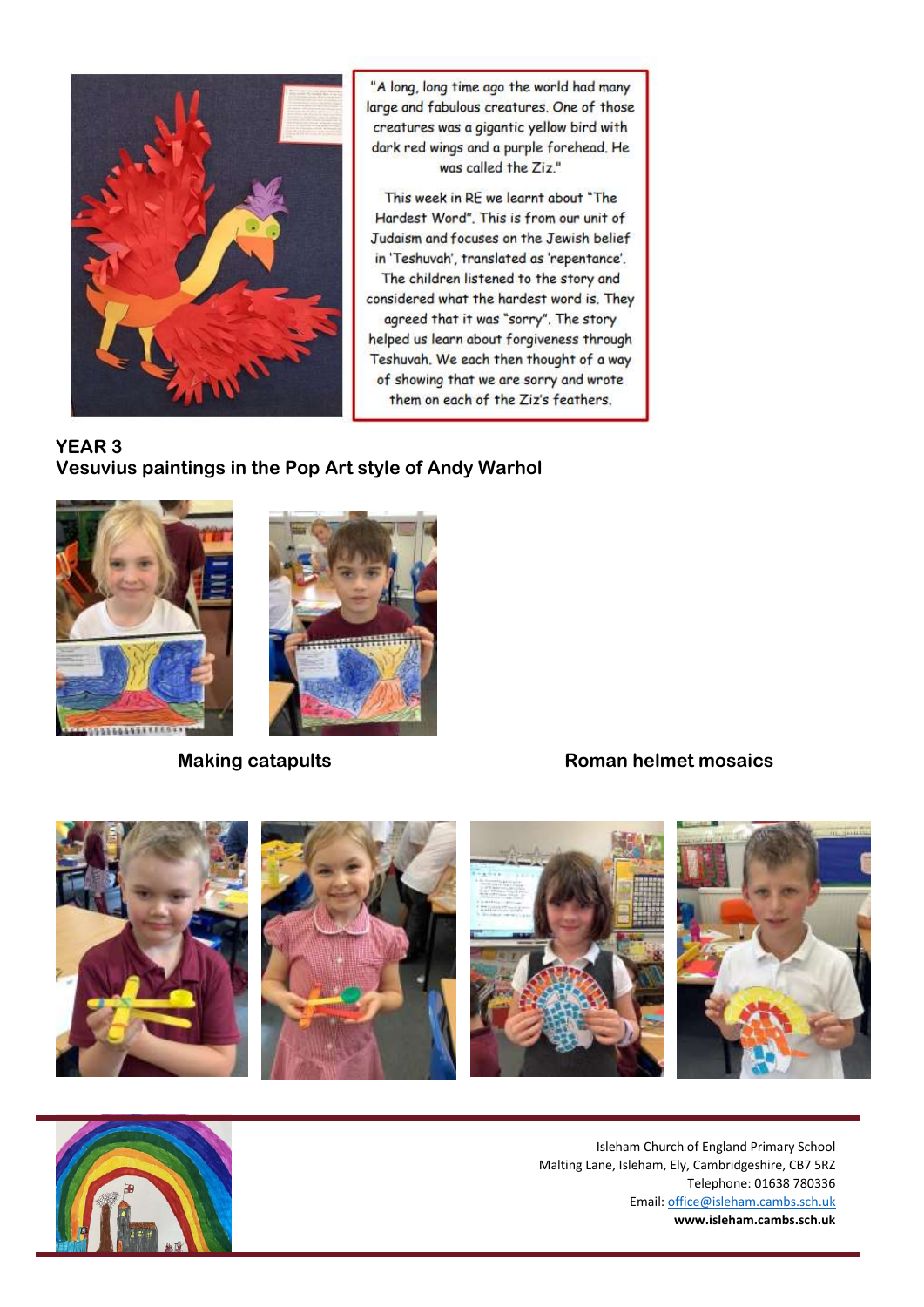"A long, long time ago the world had many large and fabulous creatures. One of those creatures was a gigantic yellow bird with dark red wings and a purple forehead. He was called the Ziz."

This week in RE we learnt about "The Hardest Word". This is from our unit of Judaism and focuses on the Jewish belief in 'Teshuvah', translated as 'repentance'. The children listened to the story and considered what the hardest word is. They agreed that it was "sorry". The story helped us learn about forgiveness through Teshuvah. We each then thought of a way of showing that we are sorry and wrote them on each of the Ziz's feathers.

**YEAR 3**
**Vesuvius paintings in the Pop Art style of Andy Warhol**

**Making catapults**

**Roman helmet mosaics**

Isleham Church of England Primary School
Malting Lane, Isleham, Ely, Cambridgeshire, CB7 5RZ
Telephone: 01638 780336
Email: office@isleham.cambs.sch.uk
**www.isleham.cambs.sch.uk**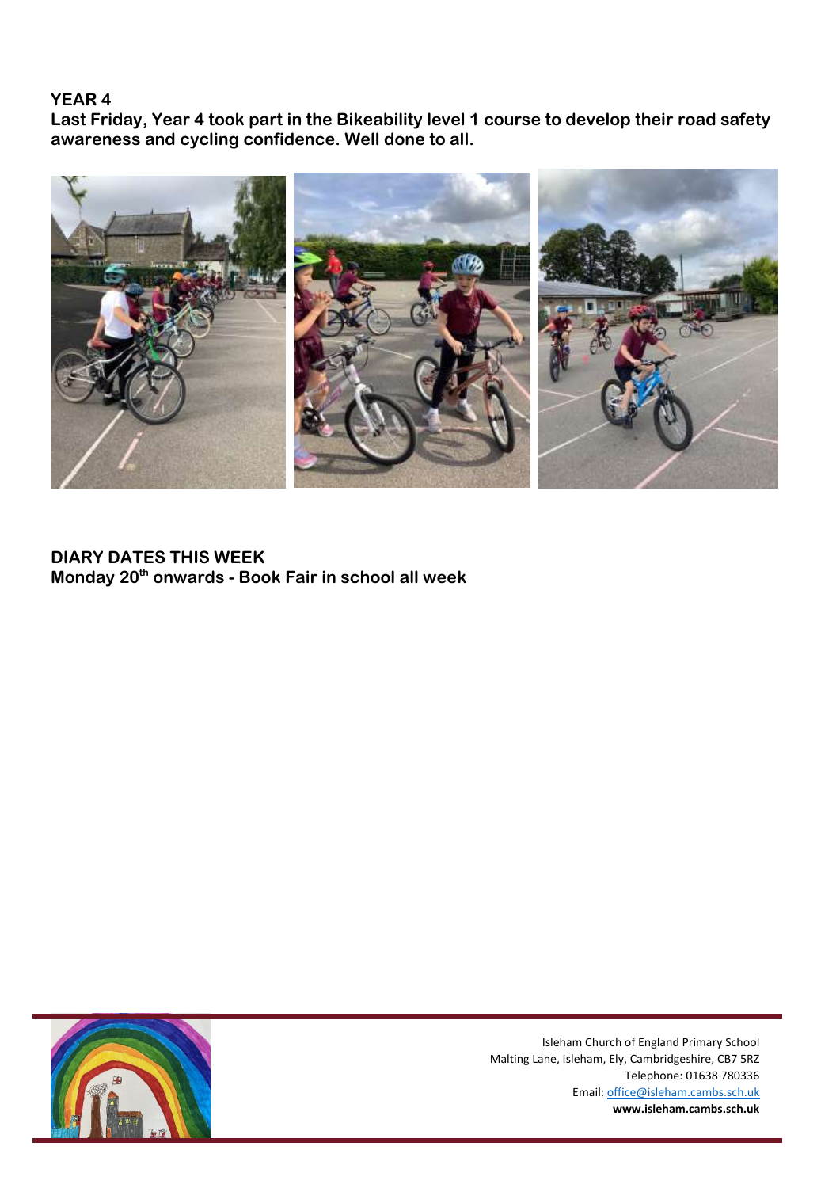## YEAR 4

**Last Friday, Year 4 took part in the Bikeability level 1 course to develop their road safety awareness and cycling confidence. Well done to all.**

## DIARY DATES THIS WEEK

**Monday 20th onwards - Book Fair in school all week**

Isleham Church of England Primary School
Malting Lane, Isleham, Ely, Cambridgeshire, CB7 5RZ
Telephone: 01638 780336
Email: office@isleham.cambs.sch.uk
**www.isleham.cambs.sch.uk**